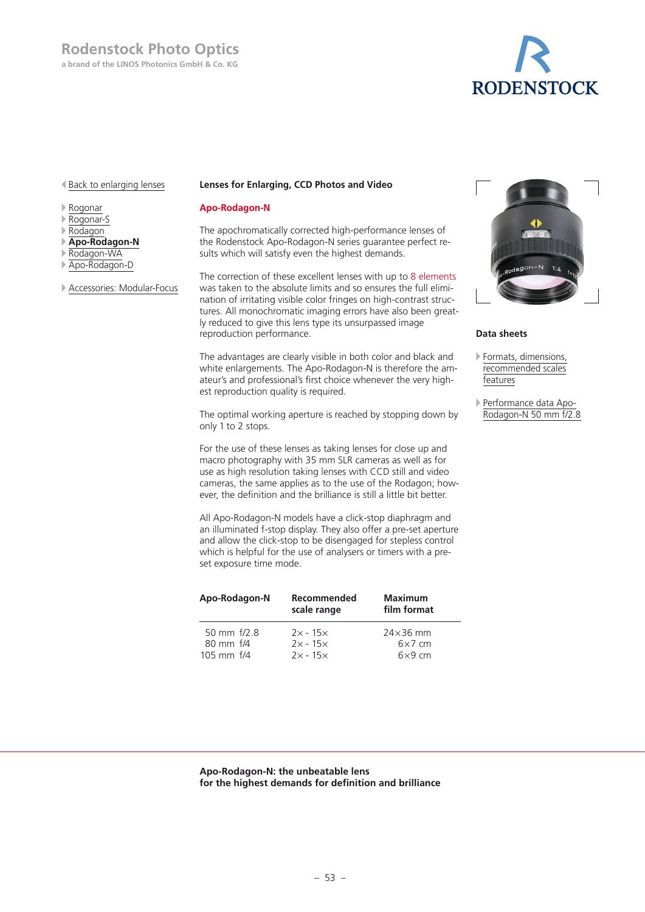# Rodenstock Photo Optics

a brand of the LINOS Photonics GmbH & Co. KG

RODENSTOCK

- Back to enlarging lenses

- Rogonar
- Rogonar-S
- Rodagon
- **Apo-Rodagon-N**
- Rodagon-WA
- Apo-Rodagon-D

- Accessories: Modular-Focus

## Lenses for Enlarging, CCD Photos and Video

### Apo-Rodagon-N

The apochromatically corrected high-performance lenses of the Rodenstock Apo-Rodagon-N series guarantee perfect results which will satisfy even the highest demands.

The correction of these excellent lenses with up to 8 elements was taken to the absolute limits and so ensures the full elimination of irritating visible color fringes on high-contrast structures. All monochromatic imaging errors have also been greatly reduced to give this lens type its unsurpassed image reproduction performance.

The advantages are clearly visible in both color and black and white enlargements. The Apo-Rodagon-N is therefore the amateur's and professional's first choice whenever the very highest reproduction quality is required.

The optimal working aperture is reached by stopping down by only 1 to 2 stops.

For the use of these lenses as taking lenses for close up and macro photography with 35 mm SLR cameras as well as for use as high resolution taking lenses with CCD still and video cameras, the same applies as to the use of the Rodagon; however, the definition and the brilliance is still a little bit better.

All Apo-Rodagon-N models have a click-stop diaphragm and an illuminated f-stop display. They also offer a pre-set aperture and allow the click-stop to be disengaged for stepless control which is helpful for the use of analysers or timers with a preset exposure time mode.

| Apo-Rodagon-N | Recommended scale range | Maximum film format |
|---|---|---|
| 50 mm f/2.8 | 2× - 15× | 24×36 mm |
| 80 mm f/4 | 2× - 15× | 6×7 cm |
| 105 mm f/4 | 2× - 15× | 6×9 cm |

### Data sheets

- Formats, dimensions, recommended scales features
- Performance data Apo-Rodagon-N 50 mm f/2.8

**Apo-Rodagon-N: the unbeatable lens for the highest demands for definition and brilliance**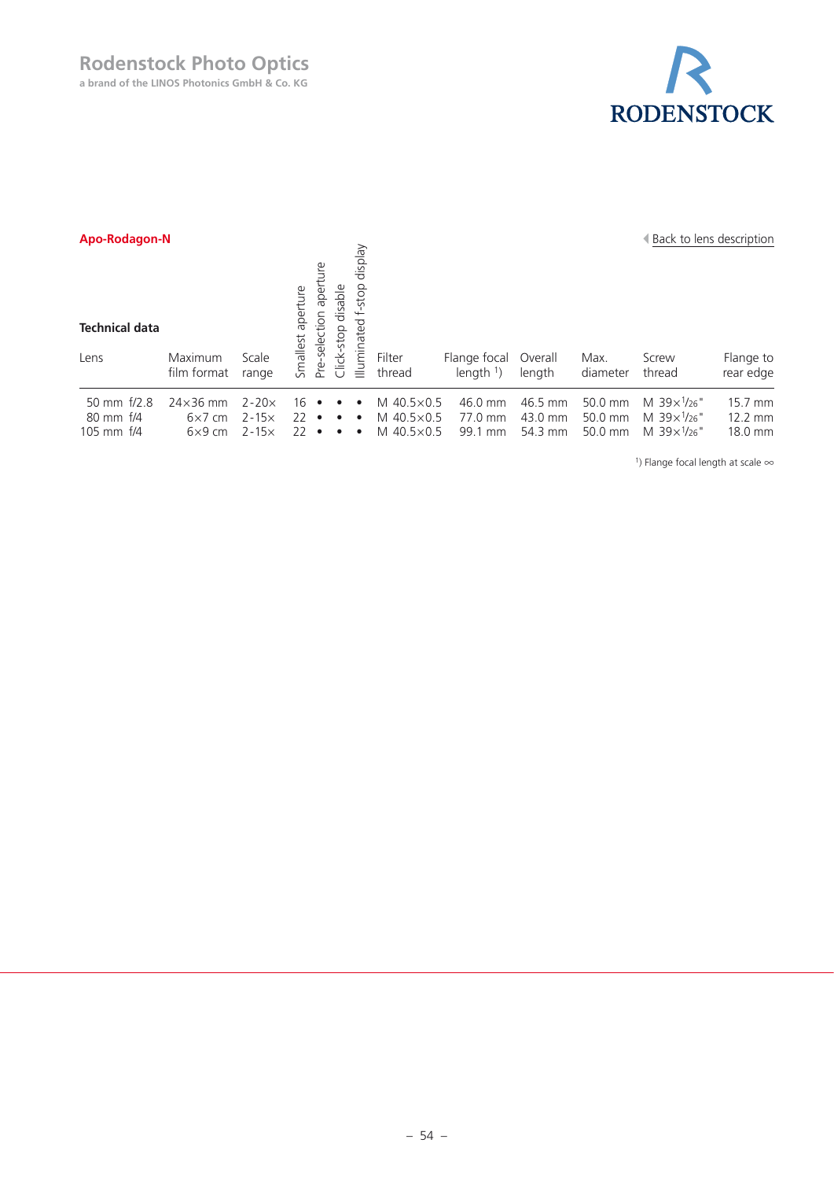## Apo-Rodagon-N

Back to lens description

**Technical data**

| Lens | Maximum film format | Scale range | Smallest aperture | Pre-selection aperture | Click-stop disable | Illuminated f-stop display | Filter thread | Flange focal length [1] | Overall length | Max. diameter | Screw thread | Flange to rear edge |
|---|---|---|---|---|---|---|---|---|---|---|---|---|
| 50 mm f/2.8 | 24×36 mm | 2-20× | 16 | • | • | • | M 40.5×0.5 | 46.0 mm | 46.5 mm | 50.0 mm | M 39×1/26" | 15.7 mm |
| 80 mm f/4 | 6×7 cm | 2-15× | 22 | • | • | • | M 40.5×0.5 | 77.0 mm | 43.0 mm | 50.0 mm | M 39×1/26" | 12.2 mm |
| 105 mm f/4 | 6×9 cm | 2-15× | 22 | • | • | • | M 40.5×0.5 | 99.1 mm | 54.3 mm | 50.0 mm | M 39×1/26" | 18.0 mm |

[1]) Flange focal length at scale ∞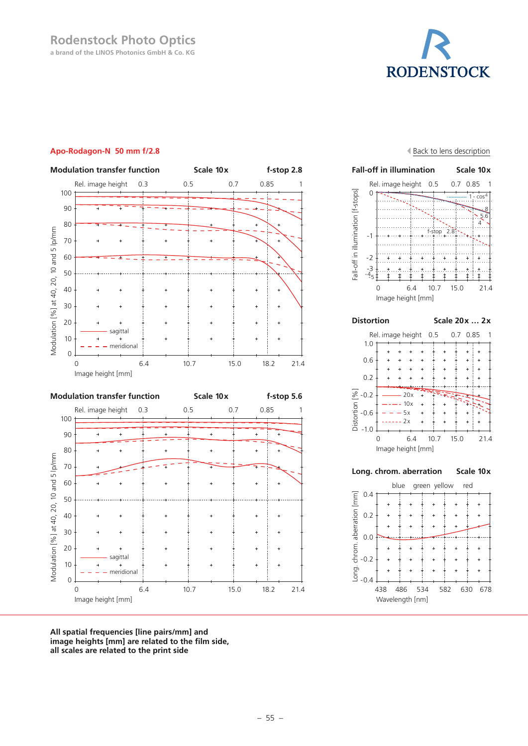Rodenstock Photo Optics
a brand of the LINOS Photonics GmbH & Co. KG

RODENSTOCK

## Apo-Rodagon-N 50 mm f/2.8

Back to lens description

### Modulation transfer function — Scale 10x — f-stop 2.8

Rel. image height 0.3 0.5 0.7 0.85 1

Modulation [%] at 40, 20, 10 and 5 lp/mm

100
90
80
70
60
50
40
30
20
10
0

sagittal
meridional

0 6.4 10.7 15.0 18.2 21.4

Image height [mm]

### Modulation transfer function — Scale 10x — f-stop 5.6

Rel. image height 0.3 0.5 0.7 0.85 1

Modulation [%] at 40, 20, 10 and 5 lp/mm

100
90
80
70
60
50
40
30
20
10
0

sagittal
meridional

0 6.4 10.7 15.0 18.2 21.4

Image height [mm]

### Fall-off in illumination — Scale 10x

Rel. image height 0.5 0.7 0.85 1

Fall-off in illumination [f-stops]

0
-1
-2
-3
-4
-5

1 - cos4
8
5.6
4
f-stop 2.8

0 6.4 10.7 15.0 21.4

Image height [mm]

### Distortion — Scale 20x … 2x

Rel. image height 0.5 0.7 0.85 1

Distortion [%]

1.0
0.6
0.2
-0.2
-0.6
-1.0

20x
10x
5x
2x

0 6.4 10.7 15.0 21.4

Image height [mm]

### Long. chrom. aberration — Scale 10x

blue green yellow red

Long. chrom. aberration [mm]

0.4
0.2
0.0
-0.2
-0.4

438 486 534 582 630 678

Wavelength [nm]

**All spatial frequencies [line pairs/mm] and image heights [mm] are related to the film side, all scales are related to the print side**